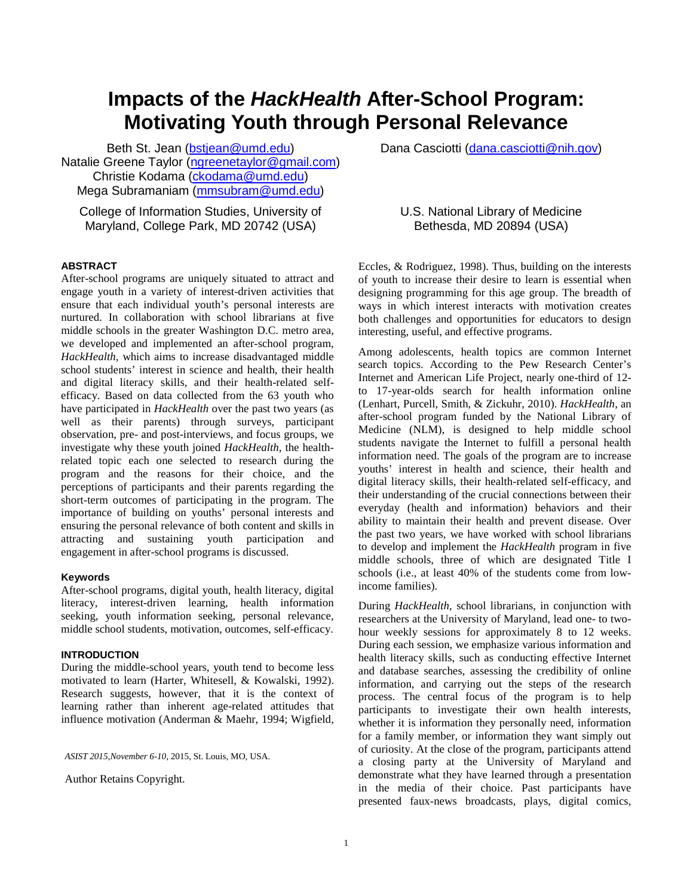# Impacts of the *HackHealth* After-School Program: Motivating Youth through Personal Relevance

Beth St. Jean (bstjean@umd.edu)
Natalie Greene Taylor (ngreenetaylor@gmail.com)
Christie Kodama (ckodama@umd.edu)
Mega Subramaniam (mmsubram@umd.edu)

College of Information Studies, University of Maryland, College Park, MD 20742 (USA)

Dana Casciotti (dana.casciotti@nih.gov)

U.S. National Library of Medicine
Bethesda, MD 20894 (USA)

## ABSTRACT

After-school programs are uniquely situated to attract and engage youth in a variety of interest-driven activities that ensure that each individual youth's personal interests are nurtured. In collaboration with school librarians at five middle schools in the greater Washington D.C. metro area, we developed and implemented an after-school program, *HackHealth*, which aims to increase disadvantaged middle school students' interest in science and health, their health and digital literacy skills, and their health-related self-efficacy. Based on data collected from the 63 youth who have participated in *HackHealth* over the past two years (as well as their parents) through surveys, participant observation, pre- and post-interviews, and focus groups, we investigate why these youth joined *HackHealth*, the health-related topic each one selected to research during the program and the reasons for their choice, and the perceptions of participants and their parents regarding the short-term outcomes of participating in the program. The importance of building on youths' personal interests and ensuring the personal relevance of both content and skills in attracting and sustaining youth participation and engagement in after-school programs is discussed.

### Keywords

After-school programs, digital youth, health literacy, digital literacy, interest-driven learning, health information seeking, youth information seeking, personal relevance, middle school students, motivation, outcomes, self-efficacy.

## INTRODUCTION

During the middle-school years, youth tend to become less motivated to learn (Harter, Whitesell, & Kowalski, 1992). Research suggests, however, that it is the context of learning rather than inherent age-related attitudes that influence motivation (Anderman & Maehr, 1994; Wigfield, Eccles, & Rodriguez, 1998). Thus, building on the interests of youth to increase their desire to learn is essential when designing programming for this age group. The breadth of ways in which interest interacts with motivation creates both challenges and opportunities for educators to design interesting, useful, and effective programs.

Among adolescents, health topics are common Internet search topics. According to the Pew Research Center's Internet and American Life Project, nearly one-third of 12- to 17-year-olds search for health information online (Lenhart, Purcell, Smith, & Zickuhr, 2010). *HackHealth*, an after-school program funded by the National Library of Medicine (NLM), is designed to help middle school students navigate the Internet to fulfill a personal health information need. The goals of the program are to increase youths' interest in health and science, their health and digital literacy skills, their health-related self-efficacy, and their understanding of the crucial connections between their everyday (health and information) behaviors and their ability to maintain their health and prevent disease. Over the past two years, we have worked with school librarians to develop and implement the *HackHealth* program in five middle schools, three of which are designated Title I schools (i.e., at least 40% of the students come from low-income families).

During *HackHealth*, school librarians, in conjunction with researchers at the University of Maryland, lead one- to two-hour weekly sessions for approximately 8 to 12 weeks. During each session, we emphasize various information and health literacy skills, such as conducting effective Internet and database searches, assessing the credibility of online information, and carrying out the steps of the research process. The central focus of the program is to help participants to investigate their own health interests, whether it is information they personally need, information for a family member, or information they want simply out of curiosity. At the close of the program, participants attend a closing party at the University of Maryland and demonstrate what they have learned through a presentation in the media of their choice. Past participants have presented faux-news broadcasts, plays, digital comics,

*ASIST 2015, November 6-10*, 2015, St. Louis, MO, USA.

Author Retains Copyright.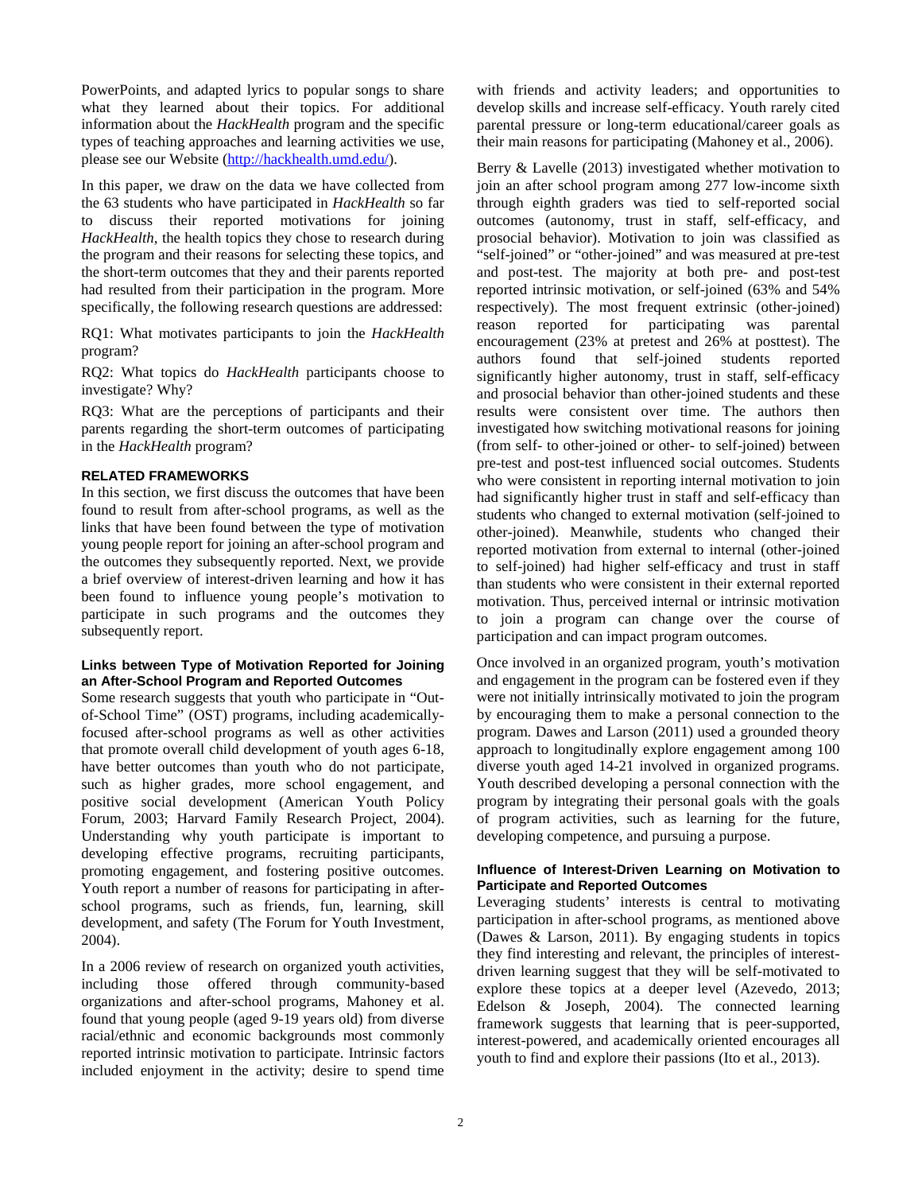PowerPoints, and adapted lyrics to popular songs to share what they learned about their topics. For additional information about the *HackHealth* program and the specific types of teaching approaches and learning activities we use, please see our Website (http://hackhealth.umd.edu/).

In this paper, we draw on the data we have collected from the 63 students who have participated in *HackHealth* so far to discuss their reported motivations for joining *HackHealth*, the health topics they chose to research during the program and their reasons for selecting these topics, and the short-term outcomes that they and their parents reported had resulted from their participation in the program. More specifically, the following research questions are addressed:

RQ1: What motivates participants to join the *HackHealth* program?

RQ2: What topics do *HackHealth* participants choose to investigate? Why?

RQ3: What are the perceptions of participants and their parents regarding the short-term outcomes of participating in the *HackHealth* program?

## RELATED FRAMEWORKS

In this section, we first discuss the outcomes that have been found to result from after-school programs, as well as the links that have been found between the type of motivation young people report for joining an after-school program and the outcomes they subsequently reported. Next, we provide a brief overview of interest-driven learning and how it has been found to influence young people's motivation to participate in such programs and the outcomes they subsequently report.

### Links between Type of Motivation Reported for Joining an After-School Program and Reported Outcomes

Some research suggests that youth who participate in "Out-of-School Time" (OST) programs, including academically-focused after-school programs as well as other activities that promote overall child development of youth ages 6-18, have better outcomes than youth who do not participate, such as higher grades, more school engagement, and positive social development (American Youth Policy Forum, 2003; Harvard Family Research Project, 2004). Understanding why youth participate is important to developing effective programs, recruiting participants, promoting engagement, and fostering positive outcomes. Youth report a number of reasons for participating in after-school programs, such as friends, fun, learning, skill development, and safety (The Forum for Youth Investment, 2004).

In a 2006 review of research on organized youth activities, including those offered through community-based organizations and after-school programs, Mahoney et al. found that young people (aged 9-19 years old) from diverse racial/ethnic and economic backgrounds most commonly reported intrinsic motivation to participate. Intrinsic factors included enjoyment in the activity; desire to spend time with friends and activity leaders; and opportunities to develop skills and increase self-efficacy. Youth rarely cited parental pressure or long-term educational/career goals as their main reasons for participating (Mahoney et al., 2006).

Berry & Lavelle (2013) investigated whether motivation to join an after school program among 277 low-income sixth through eighth graders was tied to self-reported social outcomes (autonomy, trust in staff, self-efficacy, and prosocial behavior). Motivation to join was classified as "self-joined" or "other-joined" and was measured at pre-test and post-test. The majority at both pre- and post-test reported intrinsic motivation, or self-joined (63% and 54% respectively). The most frequent extrinsic (other-joined) reason reported for participating was parental encouragement (23% at pretest and 26% at posttest). The authors found that self-joined students reported significantly higher autonomy, trust in staff, self-efficacy and prosocial behavior than other-joined students and these results were consistent over time. The authors then investigated how switching motivational reasons for joining (from self- to other-joined or other- to self-joined) between pre-test and post-test influenced social outcomes. Students who were consistent in reporting internal motivation to join had significantly higher trust in staff and self-efficacy than students who changed to external motivation (self-joined to other-joined). Meanwhile, students who changed their reported motivation from external to internal (other-joined to self-joined) had higher self-efficacy and trust in staff than students who were consistent in their external reported motivation. Thus, perceived internal or intrinsic motivation to join a program can change over the course of participation and can impact program outcomes.

Once involved in an organized program, youth's motivation and engagement in the program can be fostered even if they were not initially intrinsically motivated to join the program by encouraging them to make a personal connection to the program. Dawes and Larson (2011) used a grounded theory approach to longitudinally explore engagement among 100 diverse youth aged 14-21 involved in organized programs. Youth described developing a personal connection with the program by integrating their personal goals with the goals of program activities, such as learning for the future, developing competence, and pursuing a purpose.

### Influence of Interest-Driven Learning on Motivation to Participate and Reported Outcomes

Leveraging students' interests is central to motivating participation in after-school programs, as mentioned above (Dawes & Larson, 2011). By engaging students in topics they find interesting and relevant, the principles of interest-driven learning suggest that they will be self-motivated to explore these topics at a deeper level (Azevedo, 2013; Edelson & Joseph, 2004). The connected learning framework suggests that learning that is peer-supported, interest-powered, and academically oriented encourages all youth to find and explore their passions (Ito et al., 2013).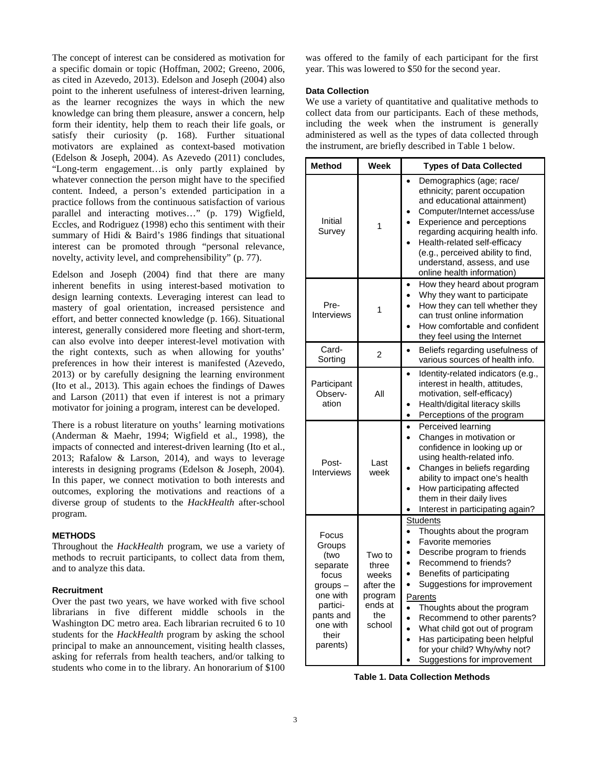The concept of interest can be considered as motivation for a specific domain or topic (Hoffman, 2002; Greeno, 2006, as cited in Azevedo, 2013). Edelson and Joseph (2004) also point to the inherent usefulness of interest-driven learning, as the learner recognizes the ways in which the new knowledge can bring them pleasure, answer a concern, help form their identity, help them to reach their life goals, or satisfy their curiosity (p. 168). Further situational motivators are explained as context-based motivation (Edelson & Joseph, 2004). As Azevedo (2011) concludes, "Long-term engagement…is only partly explained by whatever connection the person might have to the specified content. Indeed, a person's extended participation in a practice follows from the continuous satisfaction of various parallel and interacting motives…" (p. 179) Wigfield, Eccles, and Rodriguez (1998) echo this sentiment with their summary of Hidi & Baird's 1986 findings that situational interest can be promoted through "personal relevance, novelty, activity level, and comprehensibility" (p. 77).

Edelson and Joseph (2004) find that there are many inherent benefits in using interest-based motivation to design learning contexts. Leveraging interest can lead to mastery of goal orientation, increased persistence and effort, and better connected knowledge (p. 166). Situational interest, generally considered more fleeting and short-term, can also evolve into deeper interest-level motivation with the right contexts, such as when allowing for youths' preferences in how their interest is manifested (Azevedo, 2013) or by carefully designing the learning environment (Ito et al., 2013). This again echoes the findings of Dawes and Larson (2011) that even if interest is not a primary motivator for joining a program, interest can be developed.

There is a robust literature on youths' learning motivations (Anderman & Maehr, 1994; Wigfield et al., 1998), the impacts of connected and interest-driven learning (Ito et al., 2013; Rafalow & Larson, 2014), and ways to leverage interests in designing programs (Edelson & Joseph, 2004). In this paper, we connect motivation to both interests and outcomes, exploring the motivations and reactions of a diverse group of students to the *HackHealth* after-school program.

## METHODS

Throughout the *HackHealth* program, we use a variety of methods to recruit participants, to collect data from them, and to analyze this data.

### Recruitment

Over the past two years, we have worked with five school librarians in five different middle schools in the Washington DC metro area. Each librarian recruited 6 to 10 students for the *HackHealth* program by asking the school principal to make an announcement, visiting health classes, asking for referrals from health teachers, and/or talking to students who come in to the library. An honorarium of $100 was offered to the family of each participant for the first year. This was lowered to $50 for the second year.

### Data Collection

We use a variety of quantitative and qualitative methods to collect data from our participants. Each of these methods, including the week when the instrument is generally administered as well as the types of data collected through the instrument, are briefly described in Table 1 below.

| Method | Week | Types of Data Collected |
|---|---|---|
| Initial Survey | 1 | • Demographics (age; race/ ethnicity; parent occupation and educational attainment)<br>• Computer/Internet access/use<br>• Experience and perceptions regarding acquiring health info.<br>• Health-related self-efficacy (e.g., perceived ability to find, understand, assess, and use online health information) |
| Pre-Interviews | 1 | • How they heard about program<br>• Why they want to participate<br>• How they can tell whether they can trust online information<br>• How comfortable and confident they feel using the Internet |
| Card-Sorting | 2 | • Beliefs regarding usefulness of various sources of health info. |
| Participant Observation | All | • Identity-related indicators (e.g., interest in health, attitudes, motivation, self-efficacy)<br>• Health/digital literacy skills<br>• Perceptions of the program |
| Post-Interviews | Last week | • Perceived learning<br>• Changes in motivation or confidence in looking up or using health-related info.<br>• Changes in beliefs regarding ability to impact one's health<br>• How participating affected them in their daily lives<br>• Interest in participating again? |
| Focus Groups (two separate focus groups – one with participants and one with their parents) | Two to three weeks after the program ends at the school | Students<br>• Thoughts about the program<br>• Favorite memories<br>• Describe program to friends<br>• Recommend to friends?<br>• Benefits of participating<br>• Suggestions for improvement<br>Parents<br>• Thoughts about the program<br>• Recommend to other parents?<br>• What child got out of program<br>• Has participating been helpful for your child? Why/why not?<br>• Suggestions for improvement |

**Table 1. Data Collection Methods**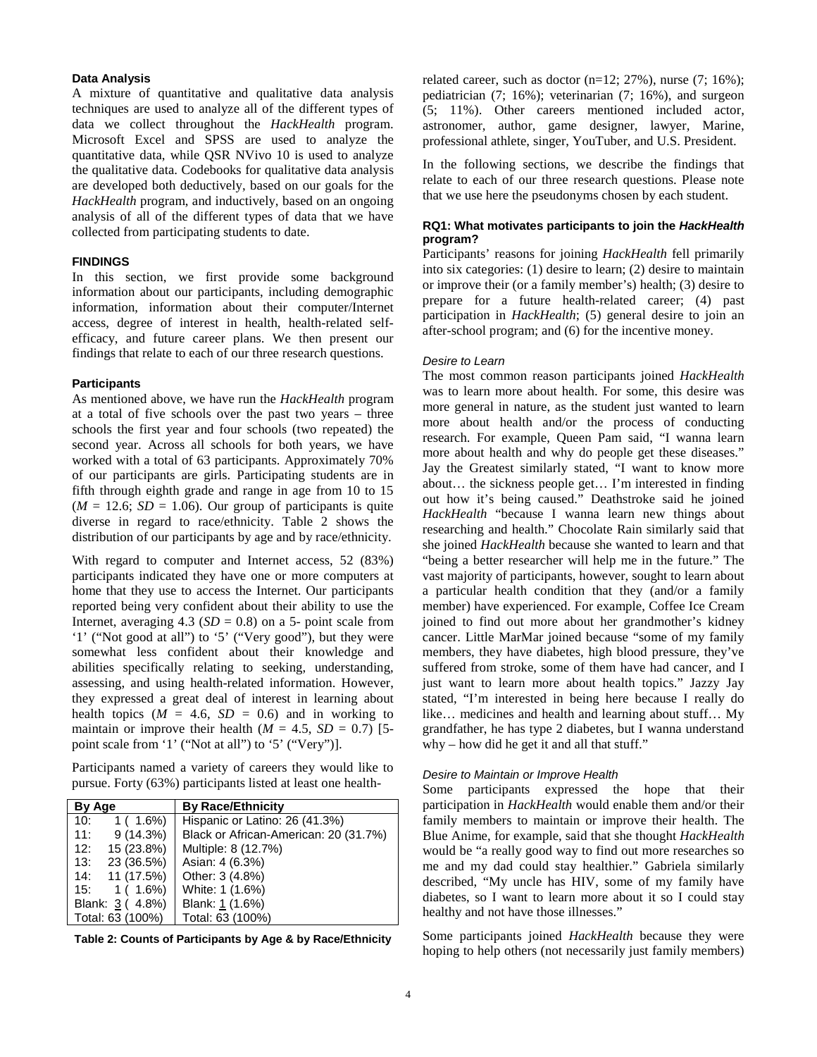### Data Analysis

A mixture of quantitative and qualitative data analysis techniques are used to analyze all of the different types of data we collect throughout the *HackHealth* program. Microsoft Excel and SPSS are used to analyze the quantitative data, while QSR NVivo 10 is used to analyze the qualitative data. Codebooks for qualitative data analysis are developed both deductively, based on our goals for the *HackHealth* program, and inductively, based on an ongoing analysis of all of the different types of data that we have collected from participating students to date.

## FINDINGS

In this section, we first provide some background information about our participants, including demographic information, information about their computer/Internet access, degree of interest in health, health-related self-efficacy, and future career plans. We then present our findings that relate to each of our three research questions.

### Participants

As mentioned above, we have run the *HackHealth* program at a total of five schools over the past two years – three schools the first year and four schools (two repeated) the second year. Across all schools for both years, we have worked with a total of 63 participants. Approximately 70% of our participants are girls. Participating students are in fifth through eighth grade and range in age from 10 to 15 ($M$ = 12.6; $SD$ = 1.06). Our group of participants is quite diverse in regard to race/ethnicity. Table 2 shows the distribution of our participants by age and by race/ethnicity.

With regard to computer and Internet access, 52 (83%) participants indicated they have one or more computers at home that they use to access the Internet. Our participants reported being very confident about their ability to use the Internet, averaging 4.3 ($SD$ = 0.8) on a 5- point scale from '1' ("Not good at all") to '5' ("Very good"), but they were somewhat less confident about their knowledge and abilities specifically relating to seeking, understanding, assessing, and using health-related information. However, they expressed a great deal of interest in learning about health topics ($M$ = 4.6, $SD$ = 0.6) and in working to maintain or improve their health ($M$ = 4.5, $SD$ = 0.7) [5-point scale from '1' ("Not at all") to '5' ("Very")].

Participants named a variety of careers they would like to pursue. Forty (63%) participants listed at least one health-related career, such as doctor (n=12; 27%), nurse (7; 16%); pediatrician (7; 16%); veterinarian (7; 16%), and surgeon (5; 11%). Other careers mentioned included actor, astronomer, author, game designer, lawyer, Marine, professional athlete, singer, YouTuber, and U.S. President.

| By Age | By Race/Ethnicity |
|---|---|
| 10: 1 ( 1.6%) | Hispanic or Latino: 26 (41.3%) |
| 11: 9 (14.3%) | Black or African-American: 20 (31.7%) |
| 12: 15 (23.8%) | Multiple: 8 (12.7%) |
| 13: 23 (36.5%) | Asian: 4 (6.3%) |
| 14: 11 (17.5%) | Other: 3 (4.8%) |
| 15: 1 ( 1.6%) | White: 1 (1.6%) |
| Blank: 3 ( 4.8%) | Blank: 1 (1.6%) |
| Total: 63 (100%) | Total: 63 (100%) |

**Table 2: Counts of Participants by Age & by Race/Ethnicity**

In the following sections, we describe the findings that relate to each of our three research questions. Please note that we use here the pseudonyms chosen by each student.

### RQ1: What motivates participants to join the *HackHealth* program?

Participants' reasons for joining *HackHealth* fell primarily into six categories: (1) desire to learn; (2) desire to maintain or improve their (or a family member's) health; (3) desire to prepare for a future health-related career; (4) past participation in *HackHealth*; (5) general desire to join an after-school program; and (6) for the incentive money.

#### *Desire to Learn*

The most common reason participants joined *HackHealth* was to learn more about health. For some, this desire was more general in nature, as the student just wanted to learn more about health and/or the process of conducting research. For example, Queen Pam said, "I wanna learn more about health and why do people get these diseases." Jay the Greatest similarly stated, "I want to know more about… the sickness people get… I'm interested in finding out how it's being caused." Deathstroke said he joined *HackHealth* "because I wanna learn new things about researching and health." Chocolate Rain similarly said that she joined *HackHealth* because she wanted to learn and that "being a better researcher will help me in the future." The vast majority of participants, however, sought to learn about a particular health condition that they (and/or a family member) have experienced. For example, Coffee Ice Cream joined to find out more about her grandmother's kidney cancer. Little MarMar joined because "some of my family members, they have diabetes, high blood pressure, they've suffered from stroke, some of them have had cancer, and I just want to learn more about health topics." Jazzy Jay stated, "I'm interested in being here because I really do like… medicines and health and learning about stuff… My grandfather, he has type 2 diabetes, but I wanna understand why – how did he get it and all that stuff."

#### *Desire to Maintain or Improve Health*

Some participants expressed the hope that their participation in *HackHealth* would enable them and/or their family members to maintain or improve their health. The Blue Anime, for example, said that she thought *HackHealth* would be "a really good way to find out more researches so me and my dad could stay healthier." Gabriela similarly described, "My uncle has HIV, some of my family have diabetes, so I want to learn more about it so I could stay healthy and not have those illnesses."

Some participants joined *HackHealth* because they were hoping to help others (not necessarily just family members)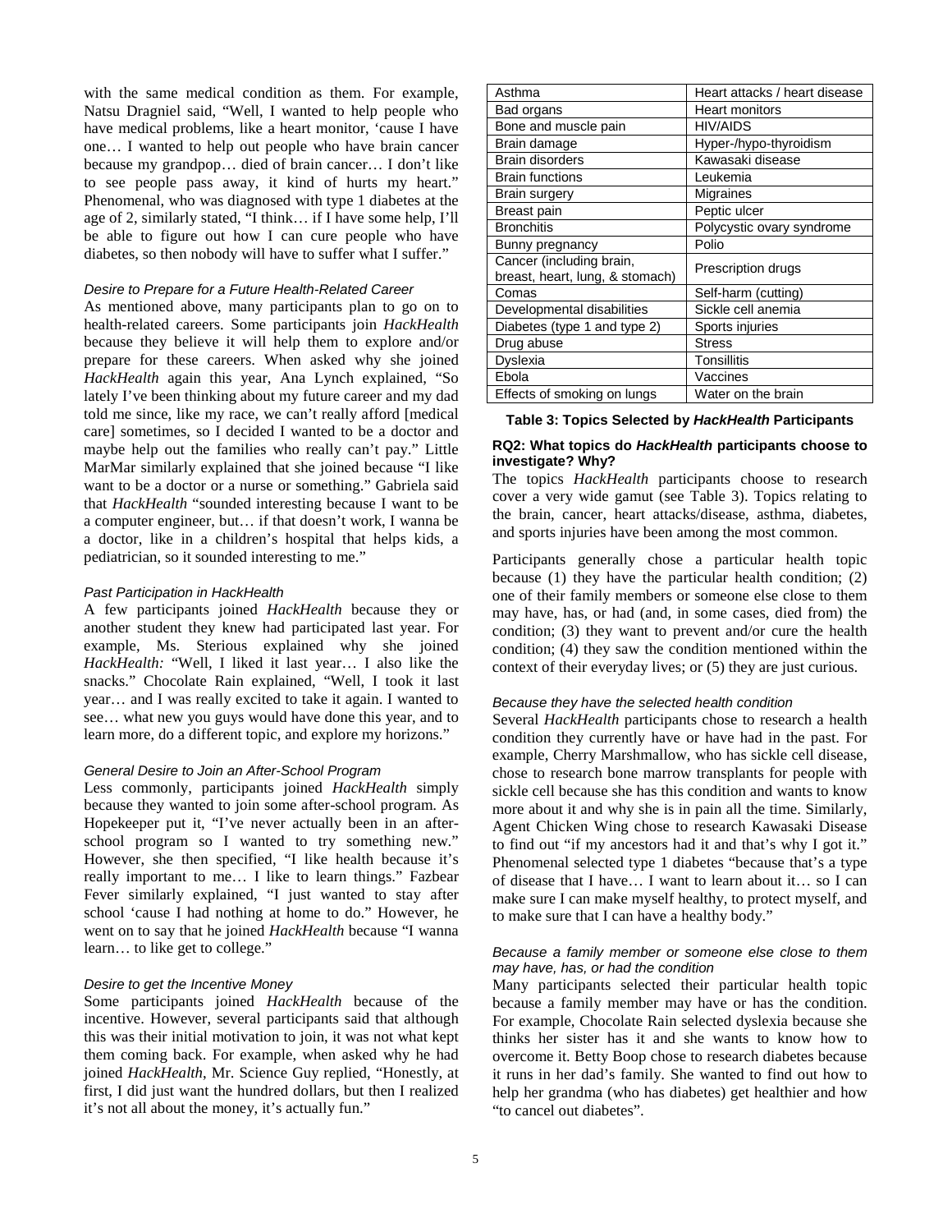with the same medical condition as them. For example, Natsu Dragniel said, "Well, I wanted to help people who have medical problems, like a heart monitor, 'cause I have one… I wanted to help out people who have brain cancer because my grandpop… died of brain cancer… I don't like to see people pass away, it kind of hurts my heart." Phenomenal, who was diagnosed with type 1 diabetes at the age of 2, similarly stated, "I think… if I have some help, I'll be able to figure out how I can cure people who have diabetes, so then nobody will have to suffer what I suffer."

*Desire to Prepare for a Future Health-Related Career*

As mentioned above, many participants plan to go on to health-related careers. Some participants join *HackHealth* because they believe it will help them to explore and/or prepare for these careers. When asked why she joined *HackHealth* again this year, Ana Lynch explained, "So lately I've been thinking about my future career and my dad told me since, like my race, we can't really afford [medical care] sometimes, so I decided I wanted to be a doctor and maybe help out the families who really can't pay." Little MarMar similarly explained that she joined because "I like want to be a doctor or a nurse or something." Gabriela said that *HackHealth* "sounded interesting because I want to be a computer engineer, but… if that doesn't work, I wanna be a doctor, like in a children's hospital that helps kids, a pediatrician, so it sounded interesting to me."

*Past Participation in HackHealth*

A few participants joined *HackHealth* because they or another student they knew had participated last year. For example, Ms. Sterious explained why she joined *HackHealth:* "Well, I liked it last year… I also like the snacks." Chocolate Rain explained, "Well, I took it last year… and I was really excited to take it again. I wanted to see… what new you guys would have done this year, and to learn more, do a different topic, and explore my horizons."

*General Desire to Join an After-School Program*

Less commonly, participants joined *HackHealth* simply because they wanted to join some after-school program. As Hopekeeper put it, "I've never actually been in an after-school program so I wanted to try something new." However, she then specified, "I like health because it's really important to me… I like to learn things." Fazbear Fever similarly explained, "I just wanted to stay after school 'cause I had nothing at home to do." However, he went on to say that he joined *HackHealth* because "I wanna learn… to like get to college."

*Desire to get the Incentive Money*

Some participants joined *HackHealth* because of the incentive. However, several participants said that although this was their initial motivation to join, it was not what kept them coming back. For example, when asked why he had joined *HackHealth*, Mr. Science Guy replied, "Honestly, at first, I did just want the hundred dollars, but then I realized it's not all about the money, it's actually fun."

| Asthma | Heart attacks / heart disease |
|---|---|
| Bad organs | Heart monitors |
| Bone and muscle pain | HIV/AIDS |
| Brain damage | Hyper-/hypo-thyroidism |
| Brain disorders | Kawasaki disease |
| Brain functions | Leukemia |
| Brain surgery | Migraines |
| Breast pain | Peptic ulcer |
| Bronchitis | Polycystic ovary syndrome |
| Bunny pregnancy | Polio |
| Cancer (including brain, breast, heart, lung, & stomach) | Prescription drugs |
| Comas | Self-harm (cutting) |
| Developmental disabilities | Sickle cell anemia |
| Diabetes (type 1 and type 2) | Sports injuries |
| Drug abuse | Stress |
| Dyslexia | Tonsillitis |
| Ebola | Vaccines |
| Effects of smoking on lungs | Water on the brain |

**Table 3: Topics Selected by *HackHealth* Participants**

**RQ2: What topics do *HackHealth* participants choose to investigate? Why?**

The topics *HackHealth* participants choose to research cover a very wide gamut (see Table 3). Topics relating to the brain, cancer, heart attacks/disease, asthma, diabetes, and sports injuries have been among the most common.

Participants generally chose a particular health topic because (1) they have the particular health condition; (2) one of their family members or someone else close to them may have, has, or had (and, in some cases, died from) the condition; (3) they want to prevent and/or cure the health condition; (4) they saw the condition mentioned within the context of their everyday lives; or (5) they are just curious.

*Because they have the selected health condition*

Several *HackHealth* participants chose to research a health condition they currently have or have had in the past. For example, Cherry Marshmallow, who has sickle cell disease, chose to research bone marrow transplants for people with sickle cell because she has this condition and wants to know more about it and why she is in pain all the time. Similarly, Agent Chicken Wing chose to research Kawasaki Disease to find out "if my ancestors had it and that's why I got it." Phenomenal selected type 1 diabetes "because that's a type of disease that I have… I want to learn about it… so I can make sure I can make myself healthy, to protect myself, and to make sure that I can have a healthy body."

*Because a family member or someone else close to them may have, has, or had the condition*

Many participants selected their particular health topic because a family member may have or has the condition. For example, Chocolate Rain selected dyslexia because she thinks her sister has it and she wants to know how to overcome it. Betty Boop chose to research diabetes because it runs in her dad's family. She wanted to find out how to help her grandma (who has diabetes) get healthier and how "to cancel out diabetes".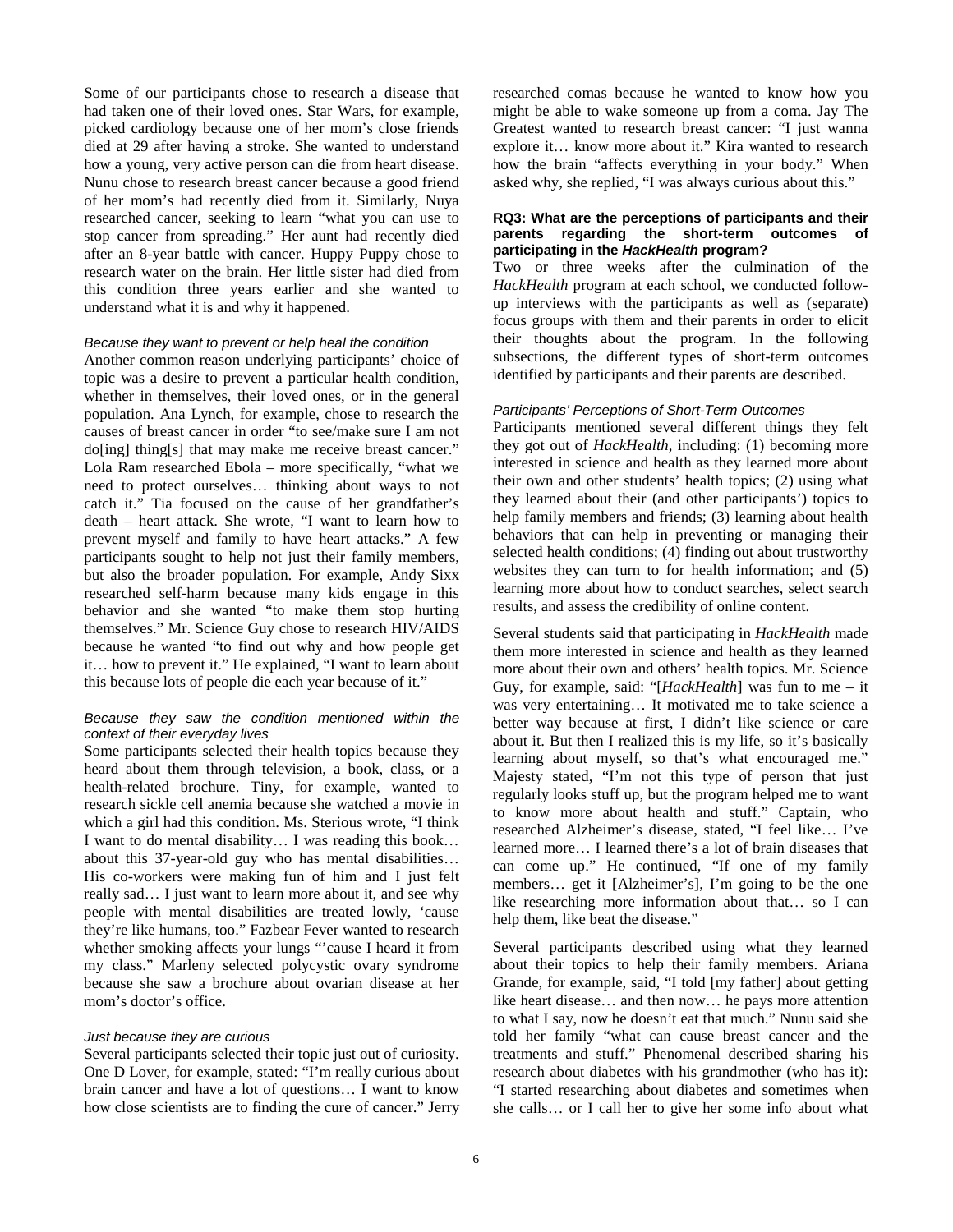Some of our participants chose to research a disease that had taken one of their loved ones. Star Wars, for example, picked cardiology because one of her mom's close friends died at 29 after having a stroke. She wanted to understand how a young, very active person can die from heart disease. Nunu chose to research breast cancer because a good friend of her mom's had recently died from it. Similarly, Nuya researched cancer, seeking to learn "what you can use to stop cancer from spreading." Her aunt had recently died after an 8-year battle with cancer. Huppy Puppy chose to research water on the brain. Her little sister had died from this condition three years earlier and she wanted to understand what it is and why it happened.

#### *Because they want to prevent or help heal the condition*

Another common reason underlying participants' choice of topic was a desire to prevent a particular health condition, whether in themselves, their loved ones, or in the general population. Ana Lynch, for example, chose to research the causes of breast cancer in order "to see/make sure I am not do[ing] thing[s] that may make me receive breast cancer." Lola Ram researched Ebola – more specifically, "what we need to protect ourselves… thinking about ways to not catch it." Tia focused on the cause of her grandfather's death – heart attack. She wrote, "I want to learn how to prevent myself and family to have heart attacks." A few participants sought to help not just their family members, but also the broader population. For example, Andy Sixx researched self-harm because many kids engage in this behavior and she wanted "to make them stop hurting themselves." Mr. Science Guy chose to research HIV/AIDS because he wanted "to find out why and how people get it… how to prevent it." He explained, "I want to learn about this because lots of people die each year because of it."

#### *Because they saw the condition mentioned within the context of their everyday lives*

Some participants selected their health topics because they heard about them through television, a book, class, or a health-related brochure. Tiny, for example, wanted to research sickle cell anemia because she watched a movie in which a girl had this condition. Ms. Sterious wrote, "I think I want to do mental disability… I was reading this book… about this 37-year-old guy who has mental disabilities… His co-workers were making fun of him and I just felt really sad… I just want to learn more about it, and see why people with mental disabilities are treated lowly, 'cause they're like humans, too." Fazbear Fever wanted to research whether smoking affects your lungs "'cause I heard it from my class." Marleny selected polycystic ovary syndrome because she saw a brochure about ovarian disease at her mom's doctor's office.

#### *Just because they are curious*

Several participants selected their topic just out of curiosity. One D Lover, for example, stated: "I'm really curious about brain cancer and have a lot of questions… I want to know how close scientists are to finding the cure of cancer." Jerry researched comas because he wanted to know how you might be able to wake someone up from a coma. Jay The Greatest wanted to research breast cancer: "I just wanna explore it… know more about it." Kira wanted to research how the brain "affects everything in your body." When asked why, she replied, "I was always curious about this."

### RQ3: What are the perceptions of participants and their parents regarding the short-term outcomes of participating in the *HackHealth* program?

Two or three weeks after the culmination of the *HackHealth* program at each school, we conducted follow-up interviews with the participants as well as (separate) focus groups with them and their parents in order to elicit their thoughts about the program. In the following subsections, the different types of short-term outcomes identified by participants and their parents are described.

#### *Participants' Perceptions of Short-Term Outcomes*

Participants mentioned several different things they felt they got out of *HackHealth*, including: (1) becoming more interested in science and health as they learned more about their own and other students' health topics; (2) using what they learned about their (and other participants') topics to help family members and friends; (3) learning about health behaviors that can help in preventing or managing their selected health conditions; (4) finding out about trustworthy websites they can turn to for health information; and (5) learning more about how to conduct searches, select search results, and assess the credibility of online content.

Several students said that participating in *HackHealth* made them more interested in science and health as they learned more about their own and others' health topics. Mr. Science Guy, for example, said: "[*HackHealth*] was fun to me – it was very entertaining… It motivated me to take science a better way because at first, I didn't like science or care about it. But then I realized this is my life, so it's basically learning about myself, so that's what encouraged me." Majesty stated, "I'm not this type of person that just regularly looks stuff up, but the program helped me to want to know more about health and stuff." Captain, who researched Alzheimer's disease, stated, "I feel like… I've learned more… I learned there's a lot of brain diseases that can come up." He continued, "If one of my family members… get it [Alzheimer's], I'm going to be the one like researching more information about that… so I can help them, like beat the disease."

Several participants described using what they learned about their topics to help their family members. Ariana Grande, for example, said, "I told [my father] about getting like heart disease… and then now… he pays more attention to what I say, now he doesn't eat that much." Nunu said she told her family "what can cause breast cancer and the treatments and stuff." Phenomenal described sharing his research about diabetes with his grandmother (who has it): "I started researching about diabetes and sometimes when she calls… or I call her to give her some info about what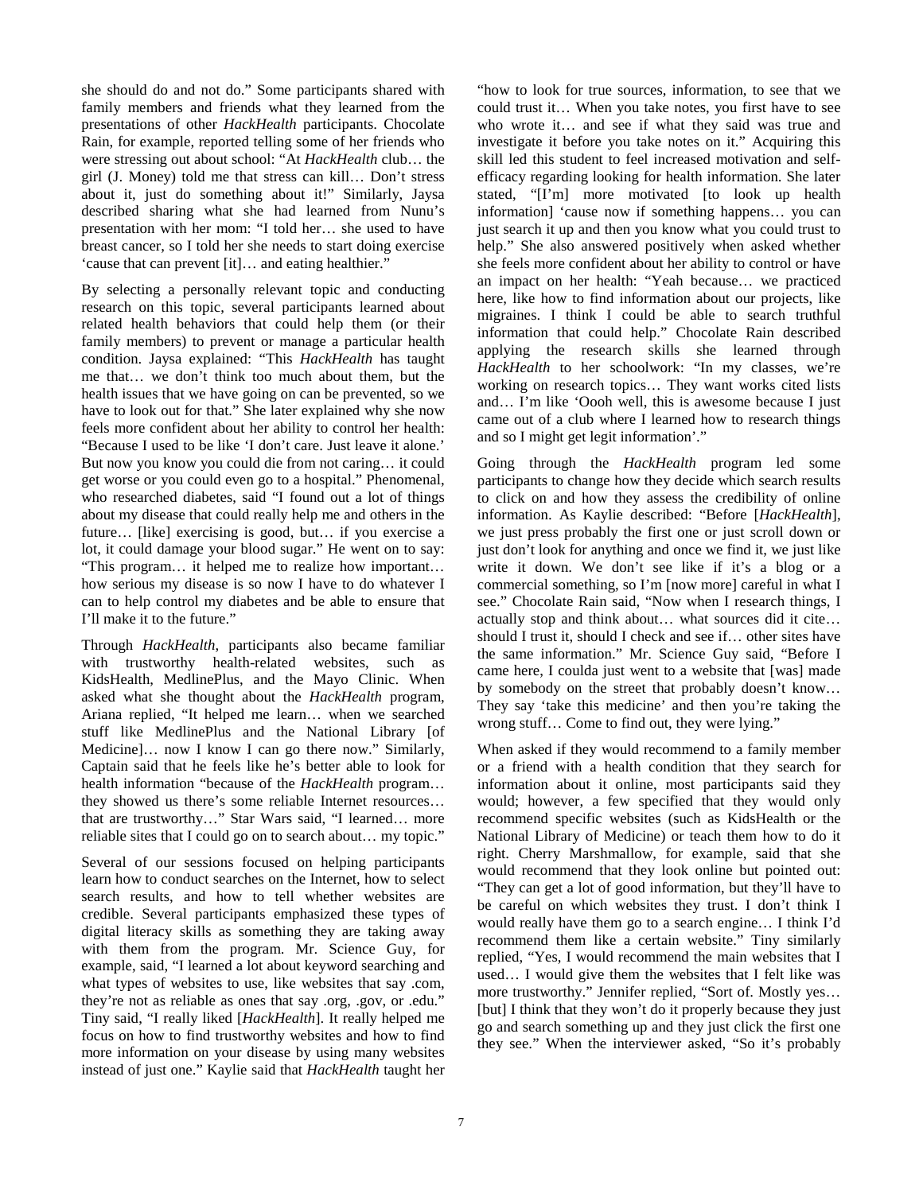she should do and not do." Some participants shared with family members and friends what they learned from the presentations of other *HackHealth* participants. Chocolate Rain, for example, reported telling some of her friends who were stressing out about school: "At *HackHealth* club… the girl (J. Money) told me that stress can kill… Don't stress about it, just do something about it!" Similarly, Jaysa described sharing what she had learned from Nunu's presentation with her mom: "I told her… she used to have breast cancer, so I told her she needs to start doing exercise 'cause that can prevent [it]… and eating healthier."

By selecting a personally relevant topic and conducting research on this topic, several participants learned about related health behaviors that could help them (or their family members) to prevent or manage a particular health condition. Jaysa explained: "This *HackHealth* has taught me that… we don't think too much about them, but the health issues that we have going on can be prevented, so we have to look out for that." She later explained why she now feels more confident about her ability to control her health: "Because I used to be like 'I don't care. Just leave it alone.' But now you know you could die from not caring… it could get worse or you could even go to a hospital." Phenomenal, who researched diabetes, said "I found out a lot of things about my disease that could really help me and others in the future… [like] exercising is good, but… if you exercise a lot, it could damage your blood sugar." He went on to say: "This program… it helped me to realize how important… how serious my disease is so now I have to do whatever I can to help control my diabetes and be able to ensure that I'll make it to the future."

Through *HackHealth*, participants also became familiar with trustworthy health-related websites, such as KidsHealth, MedlinePlus, and the Mayo Clinic. When asked what she thought about the *HackHealth* program, Ariana replied, "It helped me learn… when we searched stuff like MedlinePlus and the National Library [of Medicine]… now I know I can go there now." Similarly, Captain said that he feels like he's better able to look for health information "because of the *HackHealth* program… they showed us there's some reliable Internet resources… that are trustworthy…" Star Wars said, "I learned… more reliable sites that I could go on to search about… my topic."

Several of our sessions focused on helping participants learn how to conduct searches on the Internet, how to select search results, and how to tell whether websites are credible. Several participants emphasized these types of digital literacy skills as something they are taking away with them from the program. Mr. Science Guy, for example, said, "I learned a lot about keyword searching and what types of websites to use, like websites that say .com, they're not as reliable as ones that say .org, .gov, or .edu." Tiny said, "I really liked [*HackHealth*]. It really helped me focus on how to find trustworthy websites and how to find more information on your disease by using many websites instead of just one." Kaylie said that *HackHealth* taught her "how to look for true sources, information, to see that we could trust it… When you take notes, you first have to see who wrote it… and see if what they said was true and investigate it before you take notes on it." Acquiring this skill led this student to feel increased motivation and self-efficacy regarding looking for health information. She later stated, "[I'm] more motivated [to look up health information] 'cause now if something happens… you can just search it up and then you know what you could trust to help." She also answered positively when asked whether she feels more confident about her ability to control or have an impact on her health: "Yeah because… we practiced here, like how to find information about our projects, like migraines. I think I could be able to search truthful information that could help." Chocolate Rain described applying the research skills she learned through *HackHealth* to her schoolwork: "In my classes, we're working on research topics… They want works cited lists and… I'm like 'Oooh well, this is awesome because I just came out of a club where I learned how to research things and so I might get legit information'."

Going through the *HackHealth* program led some participants to change how they decide which search results to click on and how they assess the credibility of online information. As Kaylie described: "Before [*HackHealth*], we just press probably the first one or just scroll down or just don't look for anything and once we find it, we just like write it down. We don't see like if it's a blog or a commercial something, so I'm [now more] careful in what I see." Chocolate Rain said, "Now when I research things, I actually stop and think about… what sources did it cite… should I trust it, should I check and see if… other sites have the same information." Mr. Science Guy said, "Before I came here, I coulda just went to a website that [was] made by somebody on the street that probably doesn't know… They say 'take this medicine' and then you're taking the wrong stuff… Come to find out, they were lying."

When asked if they would recommend to a family member or a friend with a health condition that they search for information about it online, most participants said they would; however, a few specified that they would only recommend specific websites (such as KidsHealth or the National Library of Medicine) or teach them how to do it right. Cherry Marshmallow, for example, said that she would recommend that they look online but pointed out: "They can get a lot of good information, but they'll have to be careful on which websites they trust. I don't think I would really have them go to a search engine… I think I'd recommend them like a certain website." Tiny similarly replied, "Yes, I would recommend the main websites that I used… I would give them the websites that I felt like was more trustworthy." Jennifer replied, "Sort of. Mostly yes… [but] I think that they won't do it properly because they just go and search something up and they just click the first one they see." When the interviewer asked, "So it's probably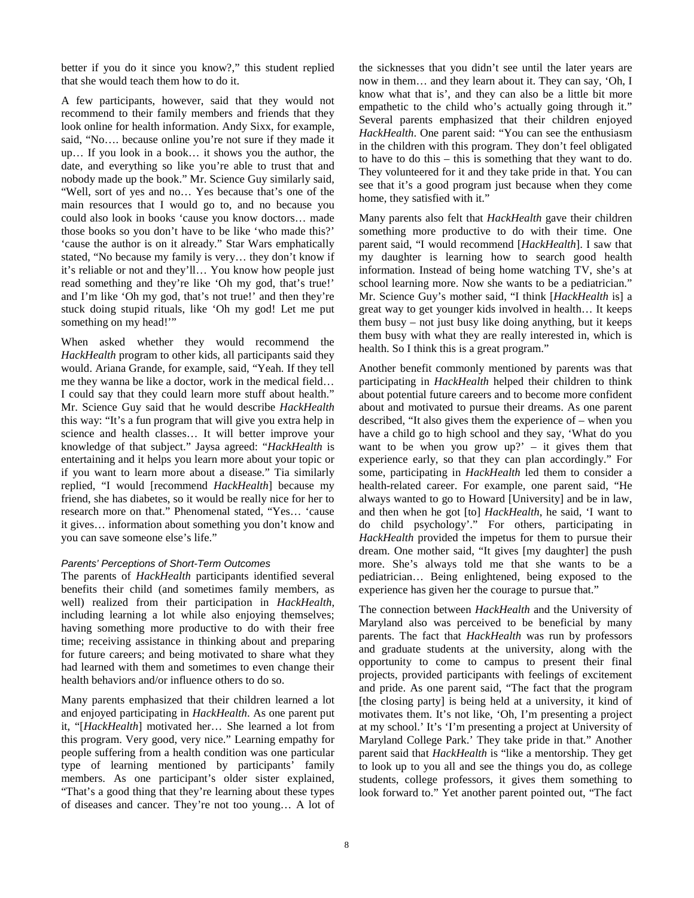better if you do it since you know?," this student replied that she would teach them how to do it.

A few participants, however, said that they would not recommend to their family members and friends that they look online for health information. Andy Sixx, for example, said, "No…. because online you're not sure if they made it up… If you look in a book… it shows you the author, the date, and everything so like you're able to trust that and nobody made up the book." Mr. Science Guy similarly said, "Well, sort of yes and no… Yes because that's one of the main resources that I would go to, and no because you could also look in books 'cause you know doctors… made those books so you don't have to be like 'who made this?' 'cause the author is on it already." Star Wars emphatically stated, "No because my family is very… they don't know if it's reliable or not and they'll… You know how people just read something and they're like 'Oh my god, that's true!' and I'm like 'Oh my god, that's not true!' and then they're stuck doing stupid rituals, like 'Oh my god! Let me put something on my head!'"

When asked whether they would recommend the *HackHealth* program to other kids, all participants said they would. Ariana Grande, for example, said, "Yeah. If they tell me they wanna be like a doctor, work in the medical field… I could say that they could learn more stuff about health." Mr. Science Guy said that he would describe *HackHealth* this way: "It's a fun program that will give you extra help in science and health classes… It will better improve your knowledge of that subject." Jaysa agreed: "*HackHealth* is entertaining and it helps you learn more about your topic or if you want to learn more about a disease." Tia similarly replied, "I would [recommend *HackHealth*] because my friend, she has diabetes, so it would be really nice for her to research more on that." Phenomenal stated, "Yes… 'cause it gives… information about something you don't know and you can save someone else's life."

### *Parents' Perceptions of Short-Term Outcomes*

The parents of *HackHealth* participants identified several benefits their child (and sometimes family members, as well) realized from their participation in *HackHealth*, including learning a lot while also enjoying themselves; having something more productive to do with their free time; receiving assistance in thinking about and preparing for future careers; and being motivated to share what they had learned with them and sometimes to even change their health behaviors and/or influence others to do so.

Many parents emphasized that their children learned a lot and enjoyed participating in *HackHealth*. As one parent put it, "[*HackHealth*] motivated her… She learned a lot from this program. Very good, very nice." Learning empathy for people suffering from a health condition was one particular type of learning mentioned by participants' family members. As one participant's older sister explained, "That's a good thing that they're learning about these types of diseases and cancer. They're not too young… A lot of the sicknesses that you didn't see until the later years are now in them… and they learn about it. They can say, 'Oh, I know what that is', and they can also be a little bit more empathetic to the child who's actually going through it." Several parents emphasized that their children enjoyed *HackHealth*. One parent said: "You can see the enthusiasm in the children with this program. They don't feel obligated to have to do this – this is something that they want to do. They volunteered for it and they take pride in that. You can see that it's a good program just because when they come home, they satisfied with it."

Many parents also felt that *HackHealth* gave their children something more productive to do with their time. One parent said, "I would recommend [*HackHealth*]. I saw that my daughter is learning how to search good health information. Instead of being home watching TV, she's at school learning more. Now she wants to be a pediatrician." Mr. Science Guy's mother said, "I think [*HackHealth* is] a great way to get younger kids involved in health… It keeps them busy – not just busy like doing anything, but it keeps them busy with what they are really interested in, which is health. So I think this is a great program."

Another benefit commonly mentioned by parents was that participating in *HackHealth* helped their children to think about potential future careers and to become more confident about and motivated to pursue their dreams. As one parent described, "It also gives them the experience of – when you have a child go to high school and they say, 'What do you want to be when you grow up?' – it gives them that experience early, so that they can plan accordingly." For some, participating in *HackHealth* led them to consider a health-related career. For example, one parent said, "He always wanted to go to Howard [University] and be in law, and then when he got [to] *HackHealth*, he said, 'I want to do child psychology'." For others, participating in *HackHealth* provided the impetus for them to pursue their dream. One mother said, "It gives [my daughter] the push more. She's always told me that she wants to be a pediatrician… Being enlightened, being exposed to the experience has given her the courage to pursue that."

The connection between *HackHealth* and the University of Maryland also was perceived to be beneficial by many parents. The fact that *HackHealth* was run by professors and graduate students at the university, along with the opportunity to come to campus to present their final projects, provided participants with feelings of excitement and pride. As one parent said, "The fact that the program [the closing party] is being held at a university, it kind of motivates them. It's not like, 'Oh, I'm presenting a project at my school.' It's 'I'm presenting a project at University of Maryland College Park.' They take pride in that." Another parent said that *HackHealth* is "like a mentorship. They get to look up to you all and see the things you do, as college students, college professors, it gives them something to look forward to." Yet another parent pointed out, "The fact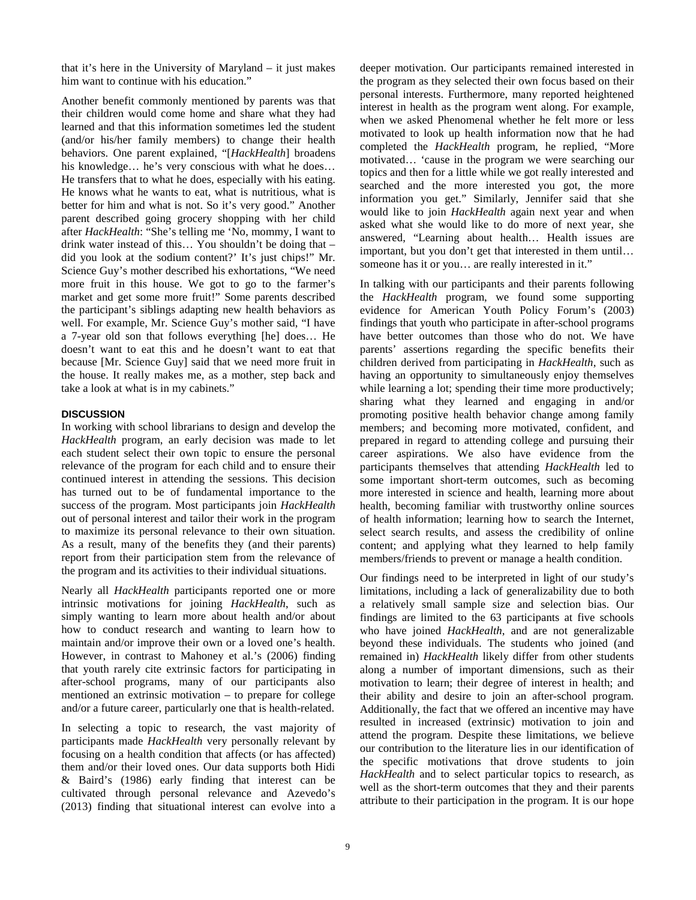that it's here in the University of Maryland – it just makes him want to continue with his education."

Another benefit commonly mentioned by parents was that their children would come home and share what they had learned and that this information sometimes led the student (and/or his/her family members) to change their health behaviors. One parent explained, "[*HackHealth*] broadens his knowledge… he's very conscious with what he does… He transfers that to what he does, especially with his eating. He knows what he wants to eat, what is nutritious, what is better for him and what is not. So it's very good." Another parent described going grocery shopping with her child after *HackHealth*: "She's telling me 'No, mommy, I want to drink water instead of this… You shouldn't be doing that – did you look at the sodium content?' It's just chips!" Mr. Science Guy's mother described his exhortations, "We need more fruit in this house. We got to go to the farmer's market and get some more fruit!" Some parents described the participant's siblings adapting new health behaviors as well. For example, Mr. Science Guy's mother said, "I have a 7-year old son that follows everything [he] does… He doesn't want to eat this and he doesn't want to eat that because [Mr. Science Guy] said that we need more fruit in the house. It really makes me, as a mother, step back and take a look at what is in my cabinets."

## DISCUSSION

In working with school librarians to design and develop the *HackHealth* program, an early decision was made to let each student select their own topic to ensure the personal relevance of the program for each child and to ensure their continued interest in attending the sessions. This decision has turned out to be of fundamental importance to the success of the program. Most participants join *HackHealth* out of personal interest and tailor their work in the program to maximize its personal relevance to their own situation. As a result, many of the benefits they (and their parents) report from their participation stem from the relevance of the program and its activities to their individual situations.

Nearly all *HackHealth* participants reported one or more intrinsic motivations for joining *HackHealth*, such as simply wanting to learn more about health and/or about how to conduct research and wanting to learn how to maintain and/or improve their own or a loved one's health. However, in contrast to Mahoney et al.'s (2006) finding that youth rarely cite extrinsic factors for participating in after-school programs, many of our participants also mentioned an extrinsic motivation – to prepare for college and/or a future career, particularly one that is health-related.

In selecting a topic to research, the vast majority of participants made *HackHealth* very personally relevant by focusing on a health condition that affects (or has affected) them and/or their loved ones. Our data supports both Hidi & Baird's (1986) early finding that interest can be cultivated through personal relevance and Azevedo's (2013) finding that situational interest can evolve into a deeper motivation. Our participants remained interested in the program as they selected their own focus based on their personal interests. Furthermore, many reported heightened interest in health as the program went along. For example, when we asked Phenomenal whether he felt more or less motivated to look up health information now that he had completed the *HackHealth* program, he replied, "More motivated… 'cause in the program we were searching our topics and then for a little while we got really interested and searched and the more interested you got, the more information you get." Similarly, Jennifer said that she would like to join *HackHealth* again next year and when asked what she would like to do more of next year, she answered, "Learning about health… Health issues are important, but you don't get that interested in them until… someone has it or you… are really interested in it."

In talking with our participants and their parents following the *HackHealth* program, we found some supporting evidence for American Youth Policy Forum's (2003) findings that youth who participate in after-school programs have better outcomes than those who do not. We have parents' assertions regarding the specific benefits their children derived from participating in *HackHealth*, such as having an opportunity to simultaneously enjoy themselves while learning a lot; spending their time more productively; sharing what they learned and engaging in and/or promoting positive health behavior change among family members; and becoming more motivated, confident, and prepared in regard to attending college and pursuing their career aspirations. We also have evidence from the participants themselves that attending *HackHealth* led to some important short-term outcomes, such as becoming more interested in science and health, learning more about health, becoming familiar with trustworthy online sources of health information; learning how to search the Internet, select search results, and assess the credibility of online content; and applying what they learned to help family members/friends to prevent or manage a health condition.

Our findings need to be interpreted in light of our study's limitations, including a lack of generalizability due to both a relatively small sample size and selection bias. Our findings are limited to the 63 participants at five schools who have joined *HackHealth*, and are not generalizable beyond these individuals. The students who joined (and remained in) *HackHealth* likely differ from other students along a number of important dimensions, such as their motivation to learn; their degree of interest in health; and their ability and desire to join an after-school program. Additionally, the fact that we offered an incentive may have resulted in increased (extrinsic) motivation to join and attend the program. Despite these limitations, we believe our contribution to the literature lies in our identification of the specific motivations that drove students to join *HackHealth* and to select particular topics to research, as well as the short-term outcomes that they and their parents attribute to their participation in the program. It is our hope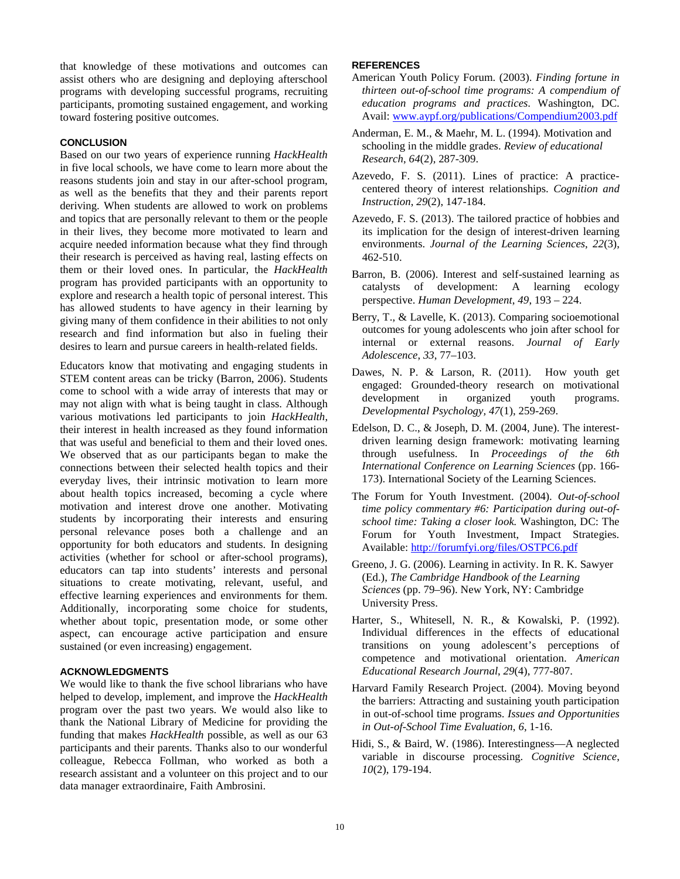that knowledge of these motivations and outcomes can assist others who are designing and deploying afterschool programs with developing successful programs, recruiting participants, promoting sustained engagement, and working toward fostering positive outcomes.

## CONCLUSION

Based on our two years of experience running *HackHealth* in five local schools, we have come to learn more about the reasons students join and stay in our after-school program, as well as the benefits that they and their parents report deriving. When students are allowed to work on problems and topics that are personally relevant to them or the people in their lives, they become more motivated to learn and acquire needed information because what they find through their research is perceived as having real, lasting effects on them or their loved ones. In particular, the *HackHealth* program has provided participants with an opportunity to explore and research a health topic of personal interest. This has allowed students to have agency in their learning by giving many of them confidence in their abilities to not only research and find information but also in fueling their desires to learn and pursue careers in health-related fields.

Educators know that motivating and engaging students in STEM content areas can be tricky (Barron, 2006). Students come to school with a wide array of interests that may or may not align with what is being taught in class. Although various motivations led participants to join *HackHealth*, their interest in health increased as they found information that was useful and beneficial to them and their loved ones. We observed that as our participants began to make the connections between their selected health topics and their everyday lives, their intrinsic motivation to learn more about health topics increased, becoming a cycle where motivation and interest drove one another. Motivating students by incorporating their interests and ensuring personal relevance poses both a challenge and an opportunity for both educators and students. In designing activities (whether for school or after-school programs), educators can tap into students' interests and personal situations to create motivating, relevant, useful, and effective learning experiences and environments for them. Additionally, incorporating some choice for students, whether about topic, presentation mode, or some other aspect, can encourage active participation and ensure sustained (or even increasing) engagement.

## ACKNOWLEDGMENTS

We would like to thank the five school librarians who have helped to develop, implement, and improve the *HackHealth* program over the past two years. We would also like to thank the National Library of Medicine for providing the funding that makes *HackHealth* possible, as well as our 63 participants and their parents. Thanks also to our wonderful colleague, Rebecca Follman, who worked as both a research assistant and a volunteer on this project and to our data manager extraordinaire, Faith Ambrosini.

## REFERENCES

American Youth Policy Forum. (2003). *Finding fortune in thirteen out-of-school time programs: A compendium of education programs and practices.* Washington, DC. Avail: www.aypf.org/publications/Compendium2003.pdf

Anderman, E. M., & Maehr, M. L. (1994). Motivation and schooling in the middle grades. *Review of educational Research*, *64*(2), 287-309.

Azevedo, F. S. (2011). Lines of practice: A practice-centered theory of interest relationships. *Cognition and Instruction*, *29*(2), 147-184.

Azevedo, F. S. (2013). The tailored practice of hobbies and its implication for the design of interest-driven learning environments. *Journal of the Learning Sciences*, *22*(3), 462-510.

Barron, B. (2006). Interest and self-sustained learning as catalysts of development: A learning ecology perspective. *Human Development, 49*, 193 – 224.

Berry, T., & Lavelle, K. (2013). Comparing socioemotional outcomes for young adolescents who join after school for internal or external reasons. *Journal of Early Adolescence, 33*, 77–103.

Dawes, N. P. & Larson, R. (2011). How youth get engaged: Grounded-theory research on motivational development in organized youth programs. *Developmental Psychology, 47*(1), 259-269.

Edelson, D. C., & Joseph, D. M. (2004, June). The interest-driven learning design framework: motivating learning through usefulness. In *Proceedings of the 6th International Conference on Learning Sciences* (pp. 166-173). International Society of the Learning Sciences.

The Forum for Youth Investment. (2004). *Out-of-school time policy commentary #6: Participation during out-of-school time: Taking a closer look.* Washington, DC: The Forum for Youth Investment, Impact Strategies. Available: http://forumfyi.org/files/OSTPC6.pdf

Greeno, J. G. (2006). Learning in activity. In R. K. Sawyer (Ed.), *The Cambridge Handbook of the Learning Sciences* (pp. 79–96). New York, NY: Cambridge University Press.

Harter, S., Whitesell, N. R., & Kowalski, P. (1992). Individual differences in the effects of educational transitions on young adolescent's perceptions of competence and motivational orientation. *American Educational Research Journal*, *29*(4), 777-807.

Harvard Family Research Project. (2004). Moving beyond the barriers: Attracting and sustaining youth participation in out-of-school time programs. *Issues and Opportunities in Out-of-School Time Evaluation, 6*, 1-16.

Hidi, S., & Baird, W. (1986). Interestingness—A neglected variable in discourse processing. *Cognitive Science*, *10*(2), 179-194.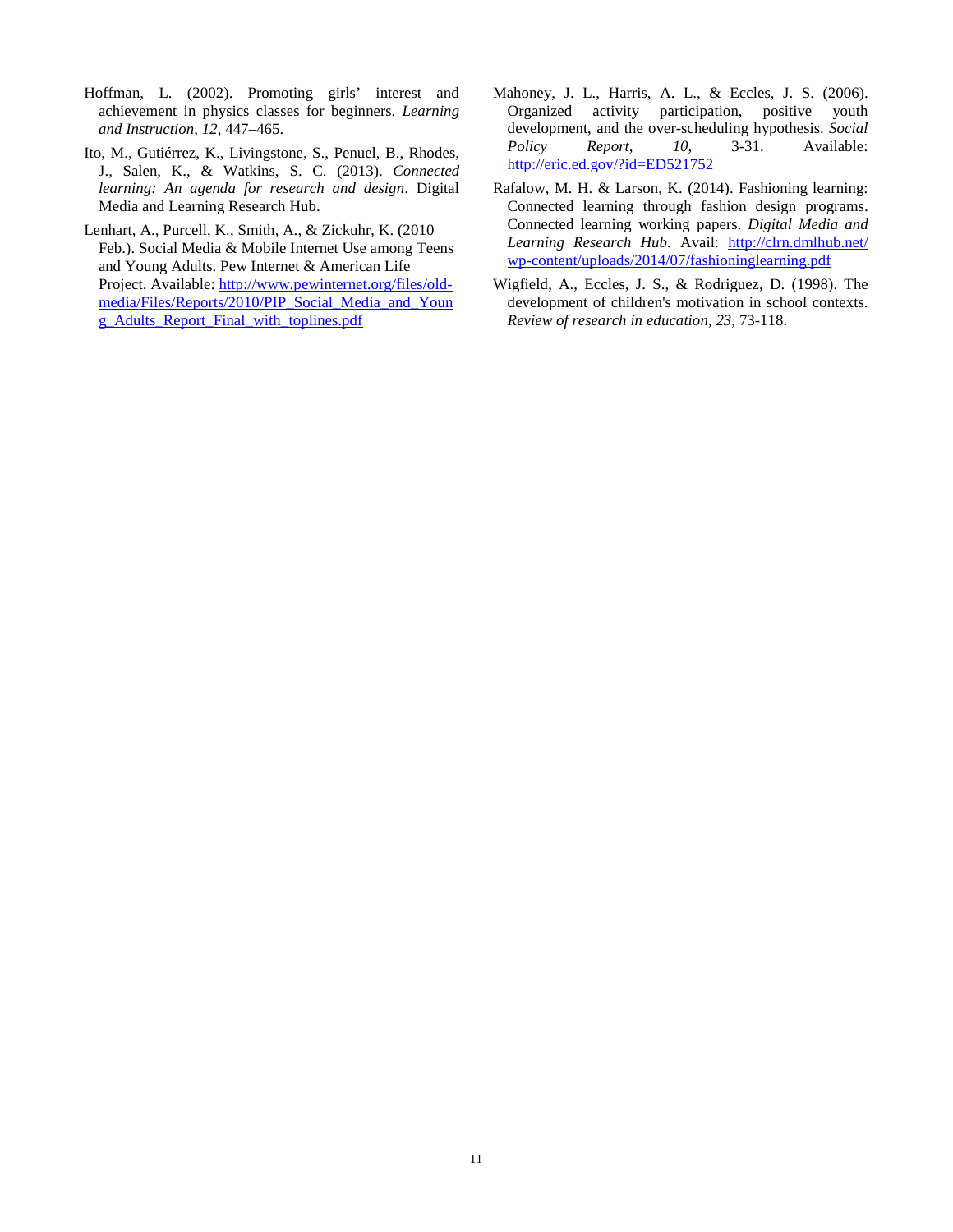Hoffman, L. (2002). Promoting girls' interest and achievement in physics classes for beginners. *Learning and Instruction, 12*, 447–465.

Ito, M., Gutiérrez, K., Livingstone, S., Penuel, B., Rhodes, J., Salen, K., & Watkins, S. C. (2013). *Connected learning: An agenda for research and design*. Digital Media and Learning Research Hub.

Lenhart, A., Purcell, K., Smith, A., & Zickuhr, K. (2010 Feb.). Social Media & Mobile Internet Use among Teens and Young Adults. Pew Internet & American Life Project. Available: [http://www.pewinternet.org/files/old-media/Files/Reports/2010/PIP_Social_Media_and_Young_Adults_Report_Final_with_toplines.pdf](http://www.pewinternet.org/files/old-media/Files/Reports/2010/PIP_Social_Media_and_Young_Adults_Report_Final_with_toplines.pdf)

Mahoney, J. L., Harris, A. L., & Eccles, J. S. (2006). Organized activity participation, positive youth development, and the over-scheduling hypothesis. *Social Policy Report*, *10*, 3-31. Available: [http://eric.ed.gov/?id=ED521752](http://eric.ed.gov/?id=ED521752)

Rafalow, M. H. & Larson, K. (2014). Fashioning learning: Connected learning through fashion design programs. Connected learning working papers. *Digital Media and Learning Research Hub*. Avail: [http://clrn.dmlhub.net/wp-content/uploads/2014/07/fashioninglearning.pdf](http://clrn.dmlhub.net/wp-content/uploads/2014/07/fashioninglearning.pdf)

Wigfield, A., Eccles, J. S., & Rodriguez, D. (1998). The development of children's motivation in school contexts. *Review of research in education, 23*, 73-118.